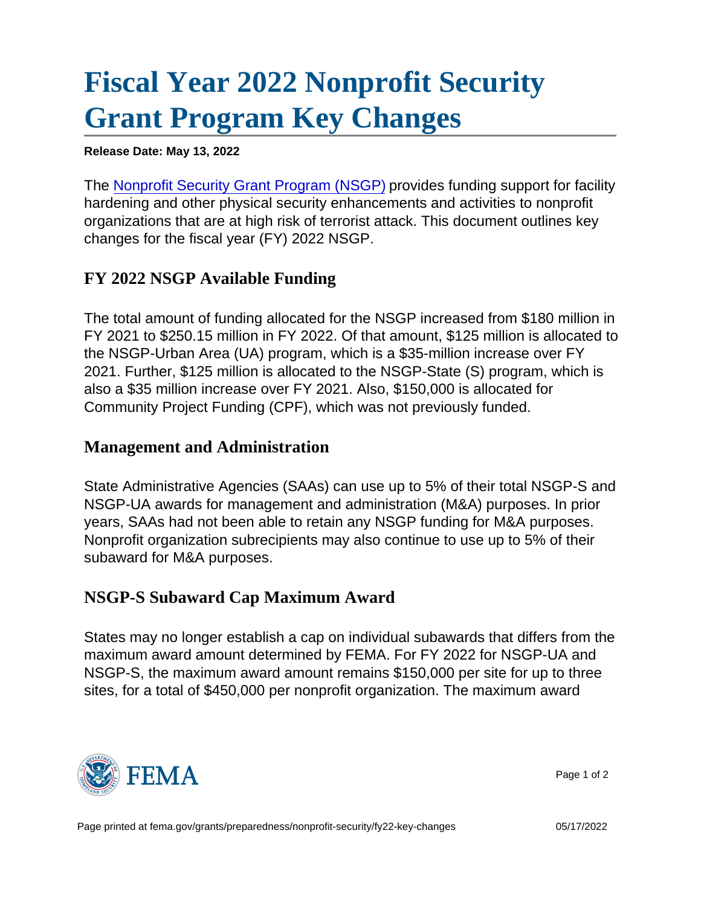# Fiscal Year 2022 Nonprofit Security Grant Program Key Changes

**Release Date: May 13, 2022**

The Nonprofit Security Grant Program (NSGP) provides funding support for facility hardening and other physical security enhancements and activities to nonprofit organizations that are at high risk of terrorist attack. This document outlines key changes for the fiscal year (FY) 2022 NSGP.

## FY 2022 NSGP Available Funding

The total amount of funding allocated for the NSGP increased from $180 million in FY 2021 to $250.15 million in FY 2022. Of that amount, $125 million is allocated to the NSGP-Urban Area (UA) program, which is a $35-million increase over FY 2021. Further, $125 million is allocated to the NSGP-State (S) program, which is also a $35 million increase over FY 2021. Also, $150,000 is allocated for Community Project Funding (CPF), which was not previously funded.

## Management and Administration

State Administrative Agencies (SAAs) can use up to 5% of their total NSGP-S and NSGP-UA awards for management and administration (M&A) purposes. In prior years, SAAs had not been able to retain any NSGP funding for M&A purposes. Nonprofit organization subrecipients may also continue to use up to 5% of their subaward for M&A purposes.

## NSGP-S Subaward Cap Maximum Award

States may no longer establish a cap on individual subawards that differs from the maximum award amount determined by FEMA. For FY 2022 for NSGP-UA and NSGP-S, the maximum award amount remains $150,000 per site for up to three sites, for a total of $450,000 per nonprofit organization. The maximum award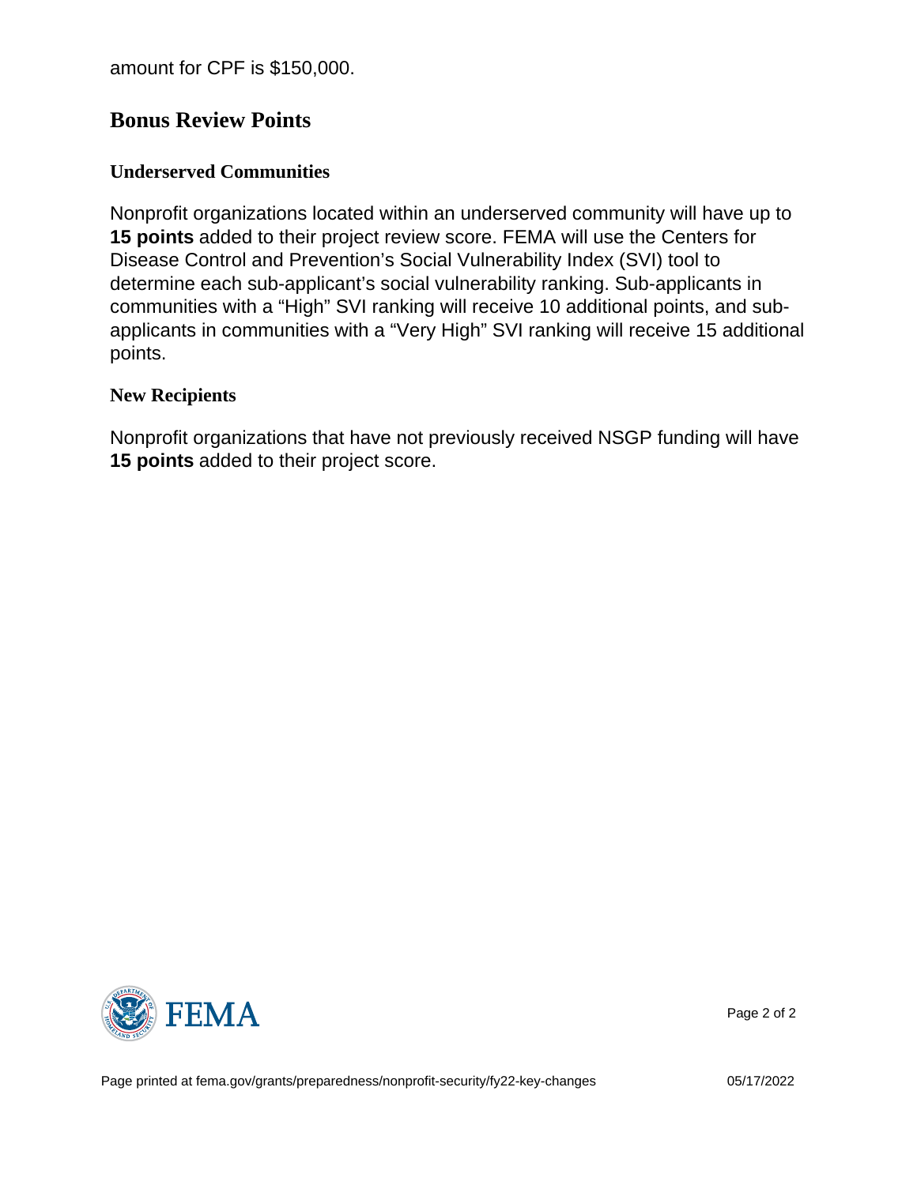amount for CPF is $150,000.

## Bonus Review Points

### Underserved Communities

Nonprofit organizations located within an underserved community will have up to **15 points** added to their project review score. FEMA will use the Centers for Disease Control and Prevention's Social Vulnerability Index (SVI) tool to determine each sub-applicant's social vulnerability ranking. Sub-applicants in communities with a "High" SVI ranking will receive 10 additional points, and sub-applicants in communities with a "Very High" SVI ranking will receive 15 additional points.

### New Recipients

Nonprofit organizations that have not previously received NSGP funding will have **15 points** added to their project score.